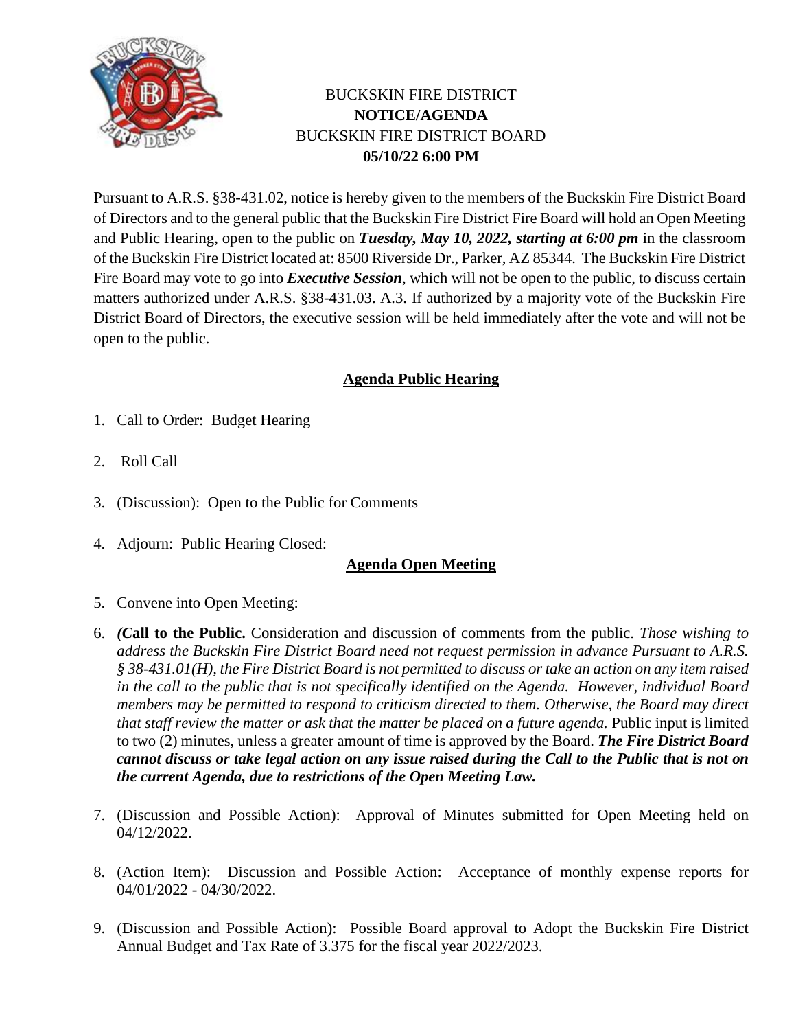BUCKSKIN FIRE DISTRICT
**NOTICE/AGENDA**
BUCKSKIN FIRE DISTRICT BOARD
**05/10/22 6:00 PM**

Pursuant to A.R.S. §38-431.02, notice is hereby given to the members of the Buckskin Fire District Board of Directors and to the general public that the Buckskin Fire District Fire Board will hold an Open Meeting and Public Hearing, open to the public on ***Tuesday, May 10, 2022, starting at 6:00 pm*** in the classroom of the Buckskin Fire District located at: 8500 Riverside Dr., Parker, AZ 85344. The Buckskin Fire District Fire Board may vote to go into ***Executive Session***, which will not be open to the public, to discuss certain matters authorized under A.R.S. §38-431.03. A.3. If authorized by a majority vote of the Buckskin Fire District Board of Directors, the executive session will be held immediately after the vote and will not be open to the public.

## Agenda Public Hearing

1. Call to Order: Budget Hearing
2. Roll Call
3. (Discussion): Open to the Public for Comments
4. Adjourn: Public Hearing Closed:

## Agenda Open Meeting

5. Convene into Open Meeting:
6. ***(C*all to the Public.** Consideration and discussion of comments from the public. *Those wishing to address the Buckskin Fire District Board need not request permission in advance Pursuant to A.R.S. § 38-431.01(H), the Fire District Board is not permitted to discuss or take an action on any item raised in the call to the public that is not specifically identified on the Agenda. However, individual Board members may be permitted to respond to criticism directed to them. Otherwise, the Board may direct that staff review the matter or ask that the matter be placed on a future agenda.* Public input is limited to two (2) minutes, unless a greater amount of time is approved by the Board. ***The Fire District Board cannot discuss or take legal action on any issue raised during the Call to the Public that is not on the current Agenda, due to restrictions of the Open Meeting Law.***
7. (Discussion and Possible Action): Approval of Minutes submitted for Open Meeting held on 04/12/2022.
8. (Action Item): Discussion and Possible Action: Acceptance of monthly expense reports for 04/01/2022 - 04/30/2022.
9. (Discussion and Possible Action): Possible Board approval to Adopt the Buckskin Fire District Annual Budget and Tax Rate of 3.375 for the fiscal year 2022/2023.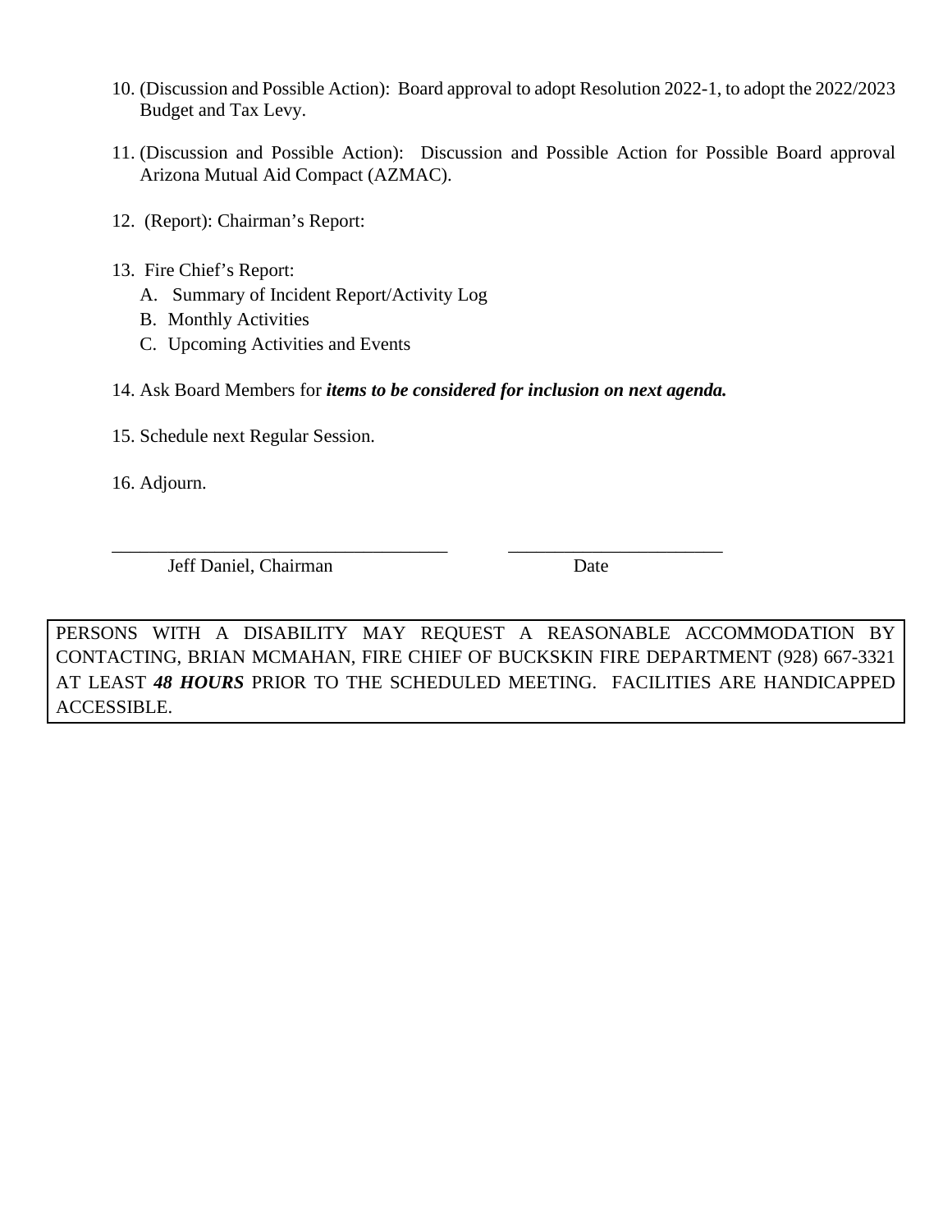10. (Discussion and Possible Action): Board approval to adopt Resolution 2022-1, to adopt the 2022/2023 Budget and Tax Levy.

11. (Discussion and Possible Action): Discussion and Possible Action for Possible Board approval Arizona Mutual Aid Compact (AZMAC).

12. (Report): Chairman's Report:

13. Fire Chief's Report:
    - A. Summary of Incident Report/Activity Log
    - B. Monthly Activities
    - C. Upcoming Activities and Events

14. Ask Board Members for ***items to be considered for inclusion on next agenda.***

15. Schedule next Regular Session.

16. Adjourn.

_____________________________________ ________________________

Jeff Daniel, Chairman Date

PERSONS WITH A DISABILITY MAY REQUEST A REASONABLE ACCOMMODATION BY CONTACTING, BRIAN MCMAHAN, FIRE CHIEF OF BUCKSKIN FIRE DEPARTMENT (928) 667-3321 AT LEAST ***48 HOURS*** PRIOR TO THE SCHEDULED MEETING. FACILITIES ARE HANDICAPPED ACCESSIBLE.